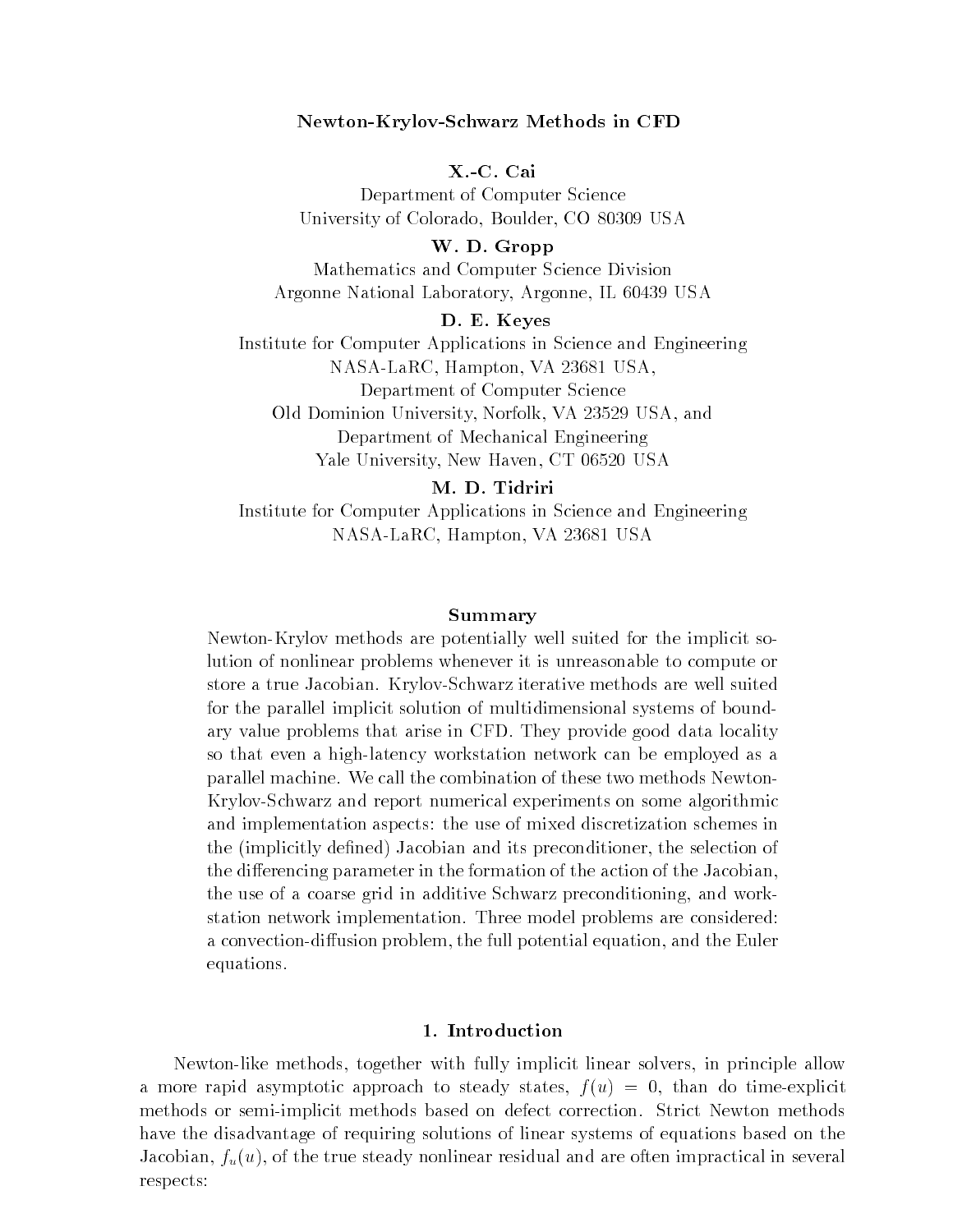# Newton-Krylov-Schwarz Methods in CFD

**X.-C. Cai**

Department of Computer Science
University of Colorado, Boulder, CO 80309 USA

**W. D. Gropp**

Mathematics and Computer Science Division
Argonne National Laboratory, Argonne, IL 60439 USA

**D. E. Keyes**

Institute for Computer Applications in Science and Engineering
NASA-LaRC, Hampton, VA 23681 USA,
Department of Computer Science
Old Dominion University, Norfolk, VA 23529 USA, and
Department of Mechanical Engineering
Yale University, New Haven, CT 06520 USA

**M. D. Tidriri**

Institute for Computer Applications in Science and Engineering
NASA-LaRC, Hampton, VA 23681 USA

## Summary

Newton-Krylov methods are potentially well suited for the implicit solution of nonlinear problems whenever it is unreasonable to compute or store a true Jacobian. Krylov-Schwarz iterative methods are well suited for the parallel implicit solution of multidimensional systems of boundary value problems that arise in CFD. They provide good data locality so that even a high-latency workstation network can be employed as a parallel machine. We call the combination of these two methods Newton-Krylov-Schwarz and report numerical experiments on some algorithmic and implementation aspects: the use of mixed discretization schemes in the (implicitly defined) Jacobian and its preconditioner, the selection of the differencing parameter in the formation of the action of the Jacobian, the use of a coarse grid in additive Schwarz preconditioning, and workstation network implementation. Three model problems are considered: a convection-diffusion problem, the full potential equation, and the Euler equations.

## 1. Introduction

Newton-like methods, together with fully implicit linear solvers, in principle allow a more rapid asymptotic approach to steady states, $f(u) = 0$, than do time-explicit methods or semi-implicit methods based on defect correction. Strict Newton methods have the disadvantage of requiring solutions of linear systems of equations based on the Jacobian, $f_u(u)$, of the true steady nonlinear residual and are often impractical in several respects: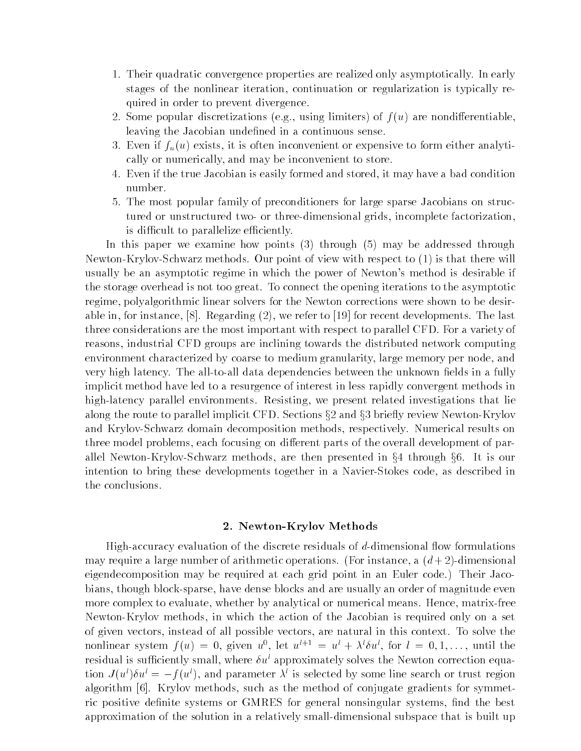1. Their quadratic convergence properties are realized only asymptotically. In early stages of the nonlinear iteration, continuation or regularization is typically required in order to prevent divergence.
2. Some popular discretizations (e.g., using limiters) of $f(u)$ are nondifferentiable, leaving the Jacobian undefined in a continuous sense.
3. Even if $f_u(u)$ exists, it is often inconvenient or expensive to form either analytically or numerically, and may be inconvenient to store.
4. Even if the true Jacobian is easily formed and stored, it may have a bad condition number.
5. The most popular family of preconditioners for large sparse Jacobians on structured or unstructured two- or three-dimensional grids, incomplete factorization, is difficult to parallelize efficiently.

In this paper we examine how points (3) through (5) may be addressed through Newton-Krylov-Schwarz methods. Our point of view with respect to (1) is that there will usually be an asymptotic regime in which the power of Newton's method is desirable if the storage overhead is not too great. To connect the opening iterations to the asymptotic regime, polyalgorithmic linear solvers for the Newton corrections were shown to be desirable in, for instance, [8]. Regarding (2), we refer to [19] for recent developments. The last three considerations are the most important with respect to parallel CFD. For a variety of reasons, industrial CFD groups are inclining towards the distributed network computing environment characterized by coarse to medium granularity, large memory per node, and very high latency. The all-to-all data dependencies between the unknown fields in a fully implicit method have led to a resurgence of interest in less rapidly convergent methods in high-latency parallel environments. Resisting, we present related investigations that lie along the route to parallel implicit CFD. Sections §2 and §3 briefly review Newton-Krylov and Krylov-Schwarz domain decomposition methods, respectively. Numerical results on three model problems, each focusing on different parts of the overall development of parallel Newton-Krylov-Schwarz methods, are then presented in §4 through §6. It is our intention to bring these developments together in a Navier-Stokes code, as described in the conclusions.

## 2. Newton-Krylov Methods

High-accuracy evaluation of the discrete residuals of $d$-dimensional flow formulations may require a large number of arithmetic operations. (For instance, a $(d+2)$-dimensional eigendecomposition may be required at each grid point in an Euler code.) Their Jacobians, though block-sparse, have dense blocks and are usually an order of magnitude even more complex to evaluate, whether by analytical or numerical means. Hence, matrix-free Newton-Krylov methods, in which the action of the Jacobian is required only on a set of given vectors, instead of all possible vectors, are natural in this context. To solve the nonlinear system $f(u) = 0$, given $u^0$, let $u^{l+1} = u^l + \lambda^l \delta u^l$, for $l = 0, 1, \ldots$, until the residual is sufficiently small, where $\delta u^l$ approximately solves the Newton correction equation $J(u^l)\delta u^l = -f(u^l)$, and parameter $\lambda^l$ is selected by some line search or trust region algorithm [6]. Krylov methods, such as the method of conjugate gradients for symmetric positive definite systems or GMRES for general nonsingular systems, find the best approximation of the solution in a relatively small-dimensional subspace that is built up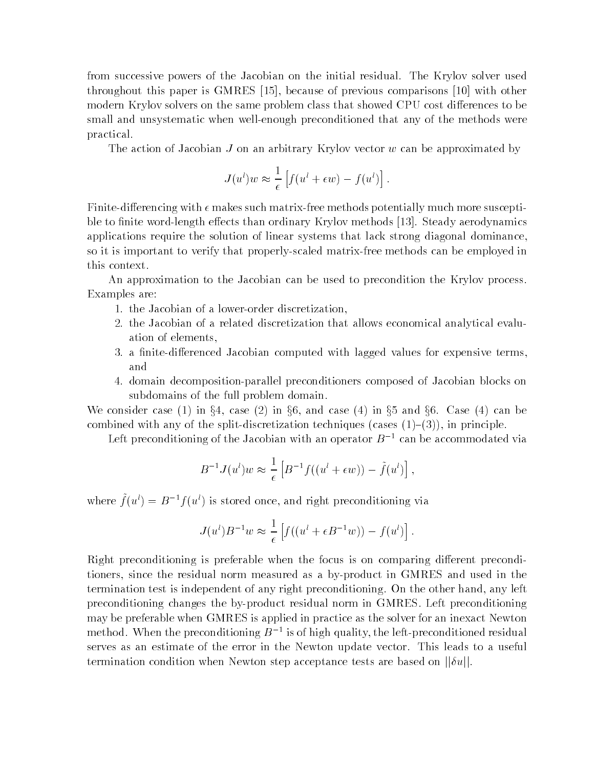from successive powers of the Jacobian on the initial residual. The Krylov solver used throughout this paper is GMRES [15], because of previous comparisons [10] with other modern Krylov solvers on the same problem class that showed CPU cost differences to be small and unsystematic when well-enough preconditioned that any of the methods were practical.

The action of Jacobian $J$ on an arbitrary Krylov vector $w$ can be approximated by

$$J(u^l)w \approx \frac{1}{\epsilon}\left[f(u^l + \epsilon w) - f(u^l)\right].$$

Finite-differencing with $\epsilon$ makes such matrix-free methods potentially much more susceptible to finite word-length effects than ordinary Krylov methods [13]. Steady aerodynamics applications require the solution of linear systems that lack strong diagonal dominance, so it is important to verify that properly-scaled matrix-free methods can be employed in this context.

An approximation to the Jacobian can be used to precondition the Krylov process. Examples are:

1. the Jacobian of a lower-order discretization,
2. the Jacobian of a related discretization that allows economical analytical evaluation of elements,
3. a finite-differenced Jacobian computed with lagged values for expensive terms, and
4. domain decomposition-parallel preconditioners composed of Jacobian blocks on subdomains of the full problem domain.

We consider case (1) in §4, case (2) in §6, and case (4) in §5 and §6. Case (4) can be combined with any of the split-discretization techniques (cases (1)–(3)), in principle.

Left preconditioning of the Jacobian with an operator $B^{-1}$ can be accommodated via

$$B^{-1}J(u^l)w \approx \frac{1}{\epsilon}\left[B^{-1}f((u^l + \epsilon w)) - \tilde{f}(u^l)\right],$$

where $\tilde{f}(u^l) = B^{-1}f(u^l)$ is stored once, and right preconditioning via

$$J(u^l)B^{-1}w \approx \frac{1}{\epsilon}\left[f((u^l + \epsilon B^{-1}w)) - f(u^l)\right].$$

Right preconditioning is preferable when the focus is on comparing different preconditioners, since the residual norm measured as a by-product in GMRES and used in the termination test is independent of any right preconditioning. On the other hand, any left preconditioning changes the by-product residual norm in GMRES. Left preconditioning may be preferable when GMRES is applied in practice as the solver for an inexact Newton method. When the preconditioning $B^{-1}$ is of high quality, the left-preconditioned residual serves as an estimate of the error in the Newton update vector. This leads to a useful termination condition when Newton step acceptance tests are based on $||\delta u||$.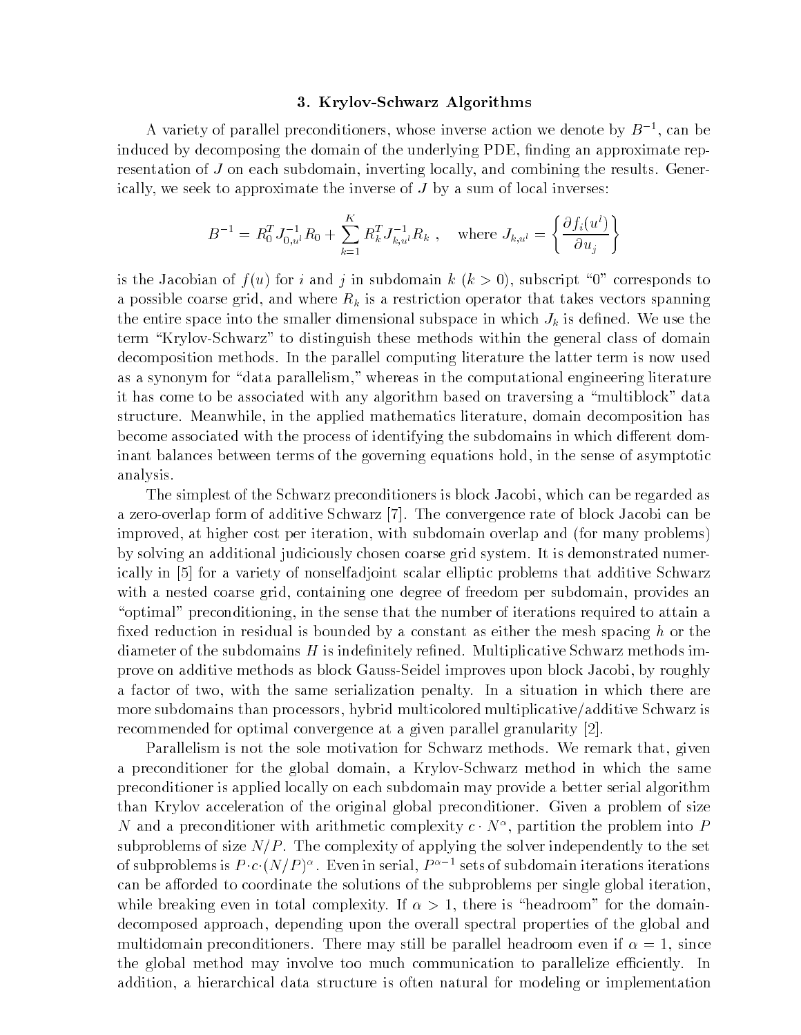### 3. Krylov-Schwarz Algorithms

A variety of parallel preconditioners, whose inverse action we denote by $B^{-1}$, can be induced by decomposing the domain of the underlying PDE, finding an approximate representation of $J$ on each subdomain, inverting locally, and combining the results. Generically, we seek to approximate the inverse of $J$ by a sum of local inverses:

$$B^{-1} = R_0^T J_{0,u^l}^{-1} R_0 + \sum_{k=1}^{K} R_k^T J_{k,u^l}^{-1} R_k \ , \quad \text{where } J_{k,u^l} = \left\{ \frac{\partial f_i(u^l)}{\partial u_j} \right\}$$

is the Jacobian of $f(u)$ for $i$ and $j$ in subdomain $k$ ($k > 0$), subscript "0" corresponds to a possible coarse grid, and where $R_k$ is a restriction operator that takes vectors spanning the entire space into the smaller dimensional subspace in which $J_k$ is defined. We use the term "Krylov-Schwarz" to distinguish these methods within the general class of domain decomposition methods. In the parallel computing literature the latter term is now used as a synonym for "data parallelism," whereas in the computational engineering literature it has come to be associated with any algorithm based on traversing a "multiblock" data structure. Meanwhile, in the applied mathematics literature, domain decomposition has become associated with the process of identifying the subdomains in which different dominant balances between terms of the governing equations hold, in the sense of asymptotic analysis.

The simplest of the Schwarz preconditioners is block Jacobi, which can be regarded as a zero-overlap form of additive Schwarz [7]. The convergence rate of block Jacobi can be improved, at higher cost per iteration, with subdomain overlap and (for many problems) by solving an additional judiciously chosen coarse grid system. It is demonstrated numerically in [5] for a variety of nonselfadjoint scalar elliptic problems that additive Schwarz with a nested coarse grid, containing one degree of freedom per subdomain, provides an "optimal" preconditioning, in the sense that the number of iterations required to attain a fixed reduction in residual is bounded by a constant as either the mesh spacing $h$ or the diameter of the subdomains $H$ is indefinitely refined. Multiplicative Schwarz methods improve on additive methods as block Gauss-Seidel improves upon block Jacobi, by roughly a factor of two, with the same serialization penalty. In a situation in which there are more subdomains than processors, hybrid multicolored multiplicative/additive Schwarz is recommended for optimal convergence at a given parallel granularity [2].

Parallelism is not the sole motivation for Schwarz methods. We remark that, given a preconditioner for the global domain, a Krylov-Schwarz method in which the same preconditioner is applied locally on each subdomain may provide a better serial algorithm than Krylov acceleration of the original global preconditioner. Given a problem of size $N$ and a preconditioner with arithmetic complexity $c \cdot N^{\alpha}$, partition the problem into $P$ subproblems of size $N/P$. The complexity of applying the solver independently to the set of subproblems is $P \cdot c \cdot (N/P)^{\alpha}$. Even in serial, $P^{\alpha-1}$ sets of subdomain iterations iterations can be afforded to coordinate the solutions of the subproblems per single global iteration, while breaking even in total complexity. If $\alpha > 1$, there is "headroom" for the domain-decomposed approach, depending upon the overall spectral properties of the global and multidomain preconditioners. There may still be parallel headroom even if $\alpha = 1$, since the global method may involve too much communication to parallelize efficiently. In addition, a hierarchical data structure is often natural for modeling or implementation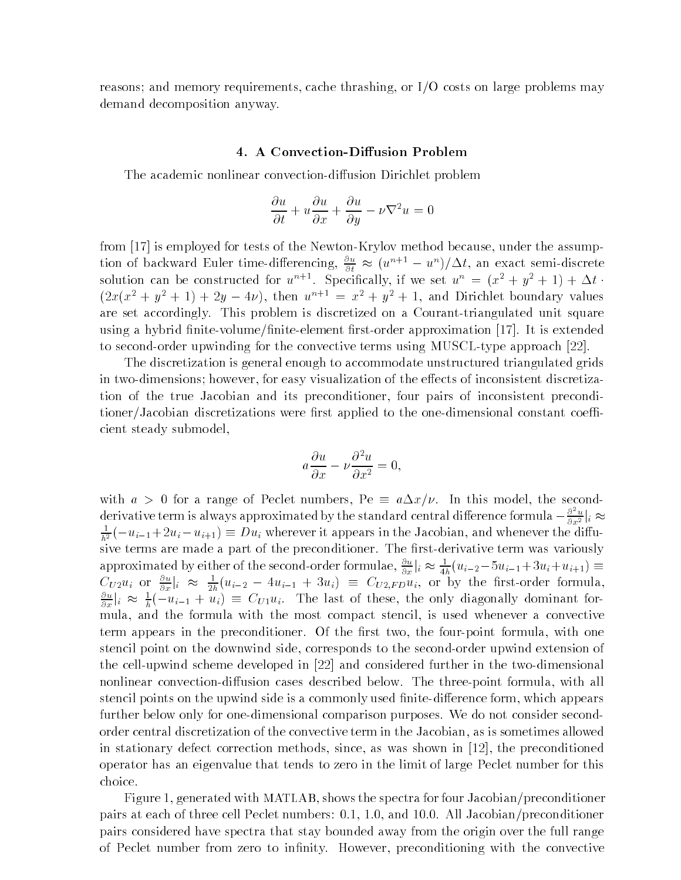reasons; and memory requirements, cache thrashing, or I/O costs on large problems may demand decomposition anyway.

## 4. A Convection-Diffusion Problem

The academic nonlinear convection-diffusion Dirichlet problem

$$\frac{\partial u}{\partial t} + u\frac{\partial u}{\partial x} + \frac{\partial u}{\partial y} - \nu \nabla^2 u = 0$$

from [17] is employed for tests of the Newton-Krylov method because, under the assumption of backward Euler time-differencing, $\frac{\partial u}{\partial t} \approx (u^{n+1} - u^n)/\Delta t$, an exact semi-discrete solution can be constructed for $u^{n+1}$. Specifically, if we set $u^n = (x^2 + y^2 + 1) + \Delta t \cdot (2x(x^2 + y^2 + 1) + 2y - 4\nu)$, then $u^{n+1} = x^2 + y^2 + 1$, and Dirichlet boundary values are set accordingly. This problem is discretized on a Courant-triangulated unit square using a hybrid finite-volume/finite-element first-order approximation [17]. It is extended to second-order upwinding for the convective terms using MUSCL-type approach [22].

The discretization is general enough to accommodate unstructured triangulated grids in two-dimensions; however, for easy visualization of the effects of inconsistent discretization of the true Jacobian and its preconditioner, four pairs of inconsistent preconditioner/Jacobian discretizations were first applied to the one-dimensional constant coefficient steady submodel,

$$a\frac{\partial u}{\partial x} - \nu \frac{\partial^2 u}{\partial x^2} = 0,$$

with $a > 0$ for a range of Peclet numbers, Pe $\equiv a\Delta x/\nu$. In this model, the second-derivative term is always approximated by the standard central difference formula $-\frac{\partial^2 u}{\partial x^2}|_i \approx \frac{1}{h^2}(-u_{i-1} + 2u_i - u_{i+1}) \equiv Du_i$ wherever it appears in the Jacobian, and whenever the diffusive terms are made a part of the preconditioner. The first-derivative term was variously approximated by either of the second-order formulae, $\frac{\partial u}{\partial x}|_i \approx \frac{1}{4h}(u_{i-2} - 5u_{i-1} + 3u_i + u_{i+1}) \equiv C_{U2}u_i$ or $\frac{\partial u}{\partial x}|_i \approx \frac{1}{2h}(u_{i-2} - 4u_{i-1} + 3u_i) \equiv C_{U2,FD}u_i$, or by the first-order formula, $\frac{\partial u}{\partial x}|_i \approx \frac{1}{h}(-u_{i-1} + u_i) \equiv C_{U1}u_i$. The last of these, the only diagonally dominant formula, and the formula with the most compact stencil, is used whenever a convective term appears in the preconditioner. Of the first two, the four-point formula, with one stencil point on the downwind side, corresponds to the second-order upwind extension of the cell-upwind scheme developed in [22] and considered further in the two-dimensional nonlinear convection-diffusion cases described below. The three-point formula, with all stencil points on the upwind side is a commonly used finite-difference form, which appears further below only for one-dimensional comparison purposes. We do not consider second-order central discretization of the convective term in the Jacobian, as is sometimes allowed in stationary defect correction methods, since, as was shown in [12], the preconditioned operator has an eigenvalue that tends to zero in the limit of large Peclet number for this choice.

Figure 1, generated with MATLAB, shows the spectra for four Jacobian/preconditioner pairs at each of three cell Peclet numbers: 0.1, 1.0, and 10.0. All Jacobian/preconditioner pairs considered have spectra that stay bounded away from the origin over the full range of Peclet number from zero to infinity. However, preconditioning with the convective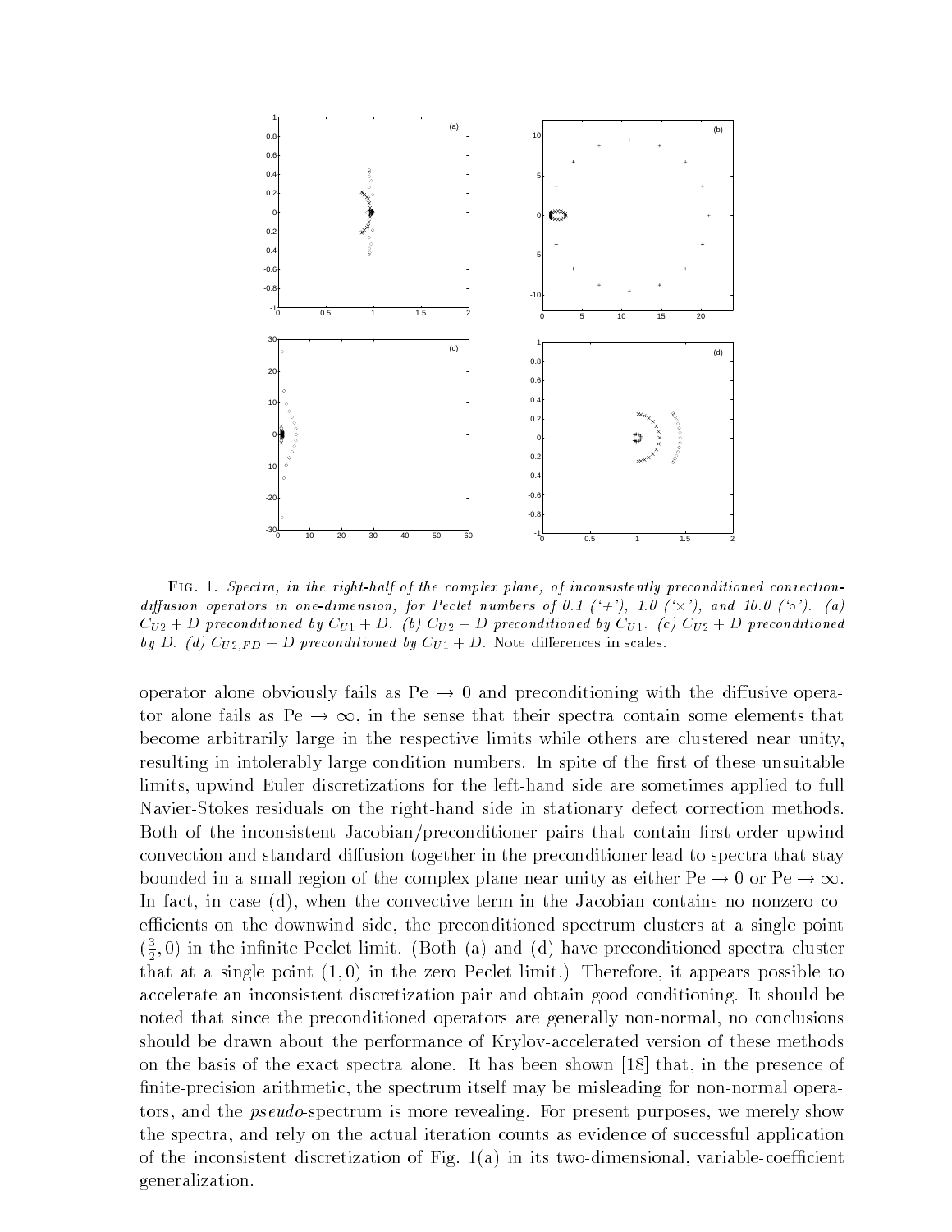FIG. 1. *Spectra, in the right-half of the complex plane, of inconsistently preconditioned convection-diffusion operators in one-dimension, for Peclet numbers of 0.1 ('+'), 1.0 ('×'), and 10.0 ('○'). (a) $C_{U2} + D$ preconditioned by $C_{U1} + D$. (b) $C_{U2} + D$ preconditioned by $C_{U1}$. (c) $C_{U2} + D$ preconditioned by $D$. (d) $C_{U2,FD} + D$ preconditioned by $C_{U1} + D$.* Note differences in scales.

operator alone obviously fails as $\mathrm{Pe} \rightarrow 0$ and preconditioning with the diffusive operator alone fails as $\mathrm{Pe} \rightarrow \infty$, in the sense that their spectra contain some elements that become arbitrarily large in the respective limits while others are clustered near unity, resulting in intolerably large condition numbers. In spite of the first of these unsuitable limits, upwind Euler discretizations for the left-hand side are sometimes applied to full Navier-Stokes residuals on the right-hand side in stationary defect correction methods. Both of the inconsistent Jacobian/preconditioner pairs that contain first-order upwind convection and standard diffusion together in the preconditioner lead to spectra that stay bounded in a small region of the complex plane near unity as either $\mathrm{Pe} \rightarrow 0$ or $\mathrm{Pe} \rightarrow \infty$. In fact, in case (d), when the convective term in the Jacobian contains no nonzero coefficients on the downwind side, the preconditioned spectrum clusters at a single point $(\frac{3}{2}, 0)$ in the infinite Peclet limit. (Both (a) and (d) have preconditioned spectra cluster that at a single point $(1, 0)$ in the zero Peclet limit.) Therefore, it appears possible to accelerate an inconsistent discretization pair and obtain good conditioning. It should be noted that since the preconditioned operators are generally non-normal, no conclusions should be drawn about the performance of Krylov-accelerated version of these methods on the basis of the exact spectra alone. It has been shown [18] that, in the presence of finite-precision arithmetic, the spectrum itself may be misleading for non-normal operators, and the *pseudo*-spectrum is more revealing. For present purposes, we merely show the spectra, and rely on the actual iteration counts as evidence of successful application of the inconsistent discretization of Fig. 1(a) in its two-dimensional, variable-coefficient generalization.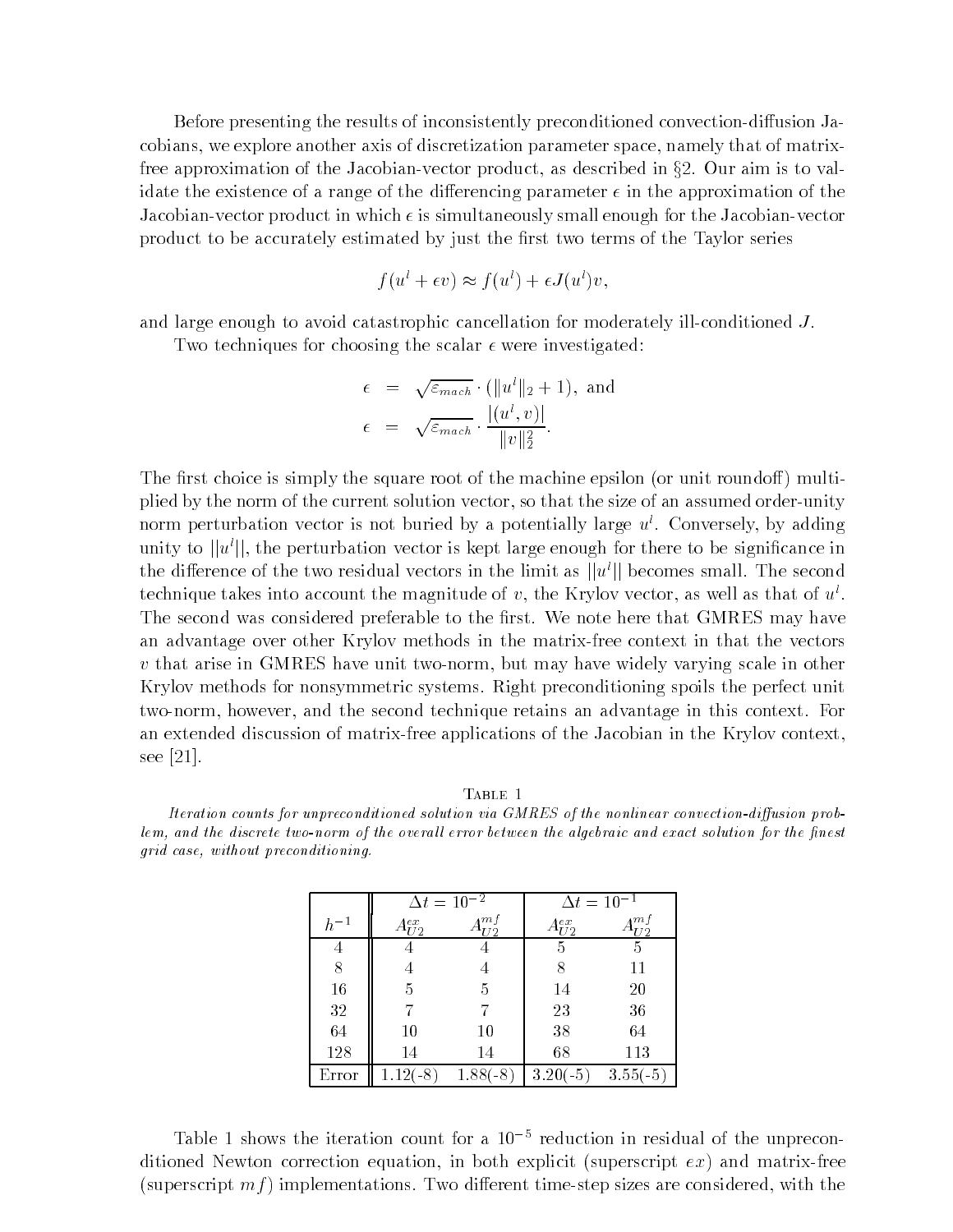Before presenting the results of inconsistently preconditioned convection-diffusion Jacobians, we explore another axis of discretization parameter space, namely that of matrix-free approximation of the Jacobian-vector product, as described in §2. Our aim is to validate the existence of a range of the differencing parameter $\epsilon$ in the approximation of the Jacobian-vector product in which $\epsilon$ is simultaneously small enough for the Jacobian-vector product to be accurately estimated by just the first two terms of the Taylor series

$$f(u^l + \epsilon v) \approx f(u^l) + \epsilon J(u^l)v,$$

and large enough to avoid catastrophic cancellation for moderately ill-conditioned $J$.

Two techniques for choosing the scalar $\epsilon$ were investigated:

$$\begin{aligned} \epsilon &= \sqrt{\varepsilon_{mach}} \cdot (\|u^l\|_2 + 1), \text{ and} \\ \epsilon &= \sqrt{\varepsilon_{mach}} \cdot \frac{|(u^l, v)|}{\|v\|_2^2}. \end{aligned}$$

The first choice is simply the square root of the machine epsilon (or unit roundoff) multiplied by the norm of the current solution vector, so that the size of an assumed order-unity norm perturbation vector is not buried by a potentially large $u^l$. Conversely, by adding unity to $||u^l||$, the perturbation vector is kept large enough for there to be significance in the difference of the two residual vectors in the limit as $||u^l||$ becomes small. The second technique takes into account the magnitude of $v$, the Krylov vector, as well as that of $u^l$. The second was considered preferable to the first. We note here that GMRES may have an advantage over other Krylov methods in the matrix-free context in that the vectors $v$ that arise in GMRES have unit two-norm, but may have widely varying scale in other Krylov methods for nonsymmetric systems. Right preconditioning spoils the perfect unit two-norm, however, and the second technique retains an advantage in this context. For an extended discussion of matrix-free applications of the Jacobian in the Krylov context, see [21].

Table 1

*Iteration counts for unpreconditioned solution via GMRES of the nonlinear convection-diffusion problem, and the discrete two-norm of the overall error between the algebraic and exact solution for the finest grid case, without preconditioning.*

| | $\Delta t = 10^{-2}$ | | $\Delta t = 10^{-1}$ | |
|---|---|---|---|---|
| $h^{-1}$ | $A_{U2}^{ex}$ | $A_{U2}^{mf}$ | $A_{U2}^{ex}$ | $A_{U2}^{mf}$ |
| 4 | 4 | 4 | 5 | 5 |
| 8 | 4 | 4 | 8 | 11 |
| 16 | 5 | 5 | 14 | 20 |
| 32 | 7 | 7 | 23 | 36 |
| 64 | 10 | 10 | 38 | 64 |
| 128 | 14 | 14 | 68 | 113 |
| Error | 1.12(-8) | 1.88(-8) | 3.20(-5) | 3.55(-5) |

Table 1 shows the iteration count for a $10^{-5}$ reduction in residual of the unpreconditioned Newton correction equation, in both explicit (superscript $ex$) and matrix-free (superscript $mf$) implementations. Two different time-step sizes are considered, with the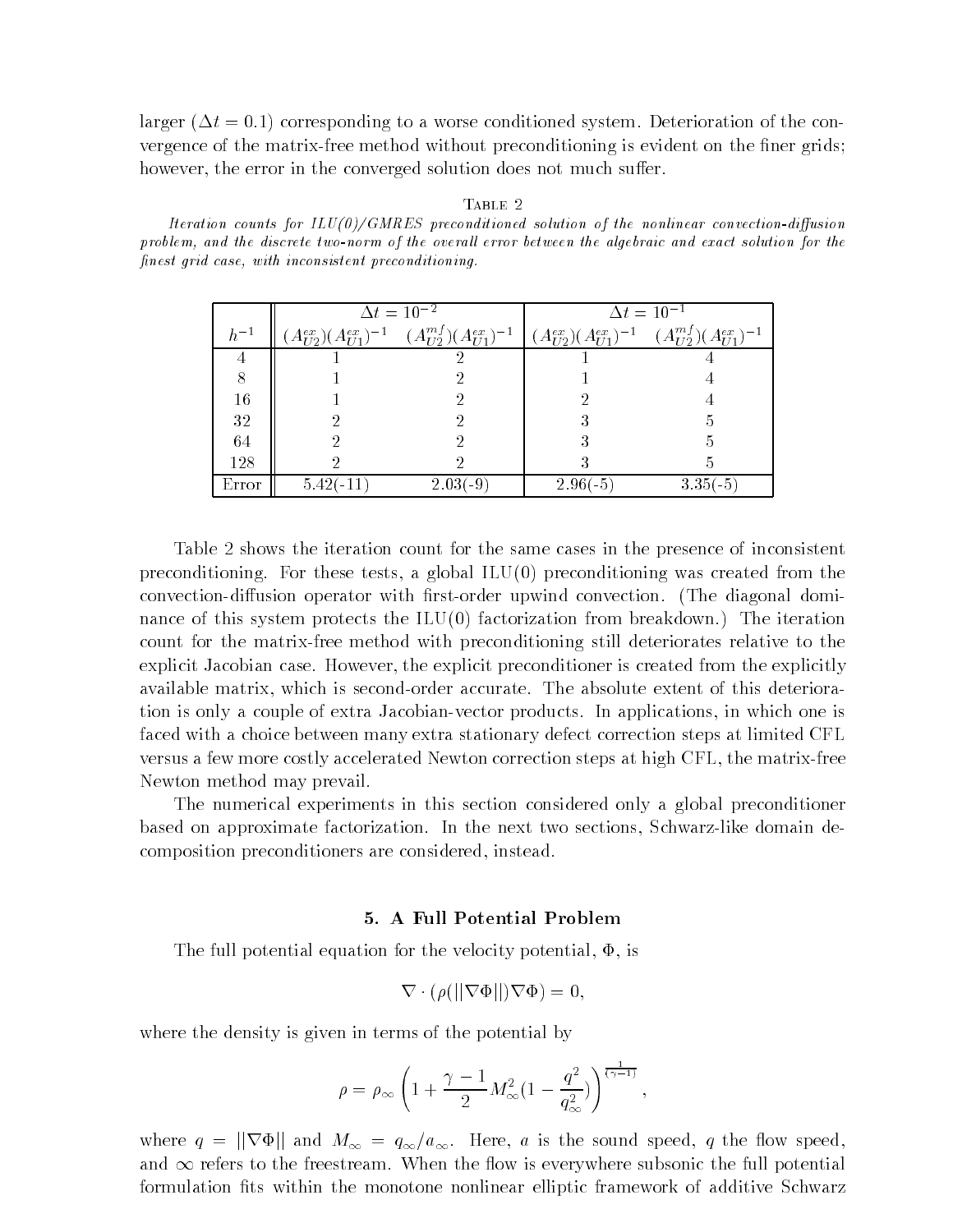larger ($\Delta t = 0.1$) corresponding to a worse conditioned system. Deterioration of the convergence of the matrix-free method without preconditioning is evident on the finer grids; however, the error in the converged solution does not much suffer.

Table 2

*Iteration counts for ILU(0)/GMRES preconditioned solution of the nonlinear convection-diffusion problem, and the discrete two-norm of the overall error between the algebraic and exact solution for the finest grid case, with inconsistent preconditioning.*

| | $\Delta t = 10^{-2}$ | | $\Delta t = 10^{-1}$ | |
|---|---|---|---|---|
| $h^{-1}$ | $(A^{ex}_{U2})(A^{ex}_{U1})^{-1}$ | $(A^{mf}_{U2})(A^{ex}_{U1})^{-1}$ | $(A^{ex}_{U2})(A^{ex}_{U1})^{-1}$ | $(A^{mf}_{U2})(A^{ex}_{U1})^{-1}$ |
| 4 | 1 | 2 | 1 | 4 |
| 8 | 1 | 2 | 1 | 4 |
| 16 | 1 | 2 | 2 | 4 |
| 32 | 2 | 2 | 3 | 5 |
| 64 | 2 | 2 | 3 | 5 |
| 128 | 2 | 2 | 3 | 5 |
| Error | 5.42(-11) | 2.03(-9) | 2.96(-5) | 3.35(-5) |

Table 2 shows the iteration count for the same cases in the presence of inconsistent preconditioning. For these tests, a global ILU(0) preconditioning was created from the convection-diffusion operator with first-order upwind convection. (The diagonal dominance of this system protects the ILU(0) factorization from breakdown.) The iteration count for the matrix-free method with preconditioning still deteriorates relative to the explicit Jacobian case. However, the explicit preconditioner is created from the explicitly available matrix, which is second-order accurate. The absolute extent of this deterioration is only a couple of extra Jacobian-vector products. In applications, in which one is faced with a choice between many extra stationary defect correction steps at limited CFL versus a few more costly accelerated Newton correction steps at high CFL, the matrix-free Newton method may prevail.

The numerical experiments in this section considered only a global preconditioner based on approximate factorization. In the next two sections, Schwarz-like domain decomposition preconditioners are considered, instead.

## 5. A Full Potential Problem

The full potential equation for the velocity potential, $\Phi$, is

$$\nabla \cdot (\rho(||\nabla\Phi||)\nabla\Phi) = 0,$$

where the density is given in terms of the potential by

$$\rho = \rho_\infty \left(1 + \frac{\gamma - 1}{2} M_\infty^2 (1 - \frac{q^2}{q_\infty^2})\right)^{\frac{1}{(\gamma-1)}},$$

where $q = ||\nabla\Phi||$ and $M_\infty = q_\infty / a_\infty$. Here, $a$ is the sound speed, $q$ the flow speed, and $\infty$ refers to the freestream. When the flow is everywhere subsonic the full potential formulation fits within the monotone nonlinear elliptic framework of additive Schwarz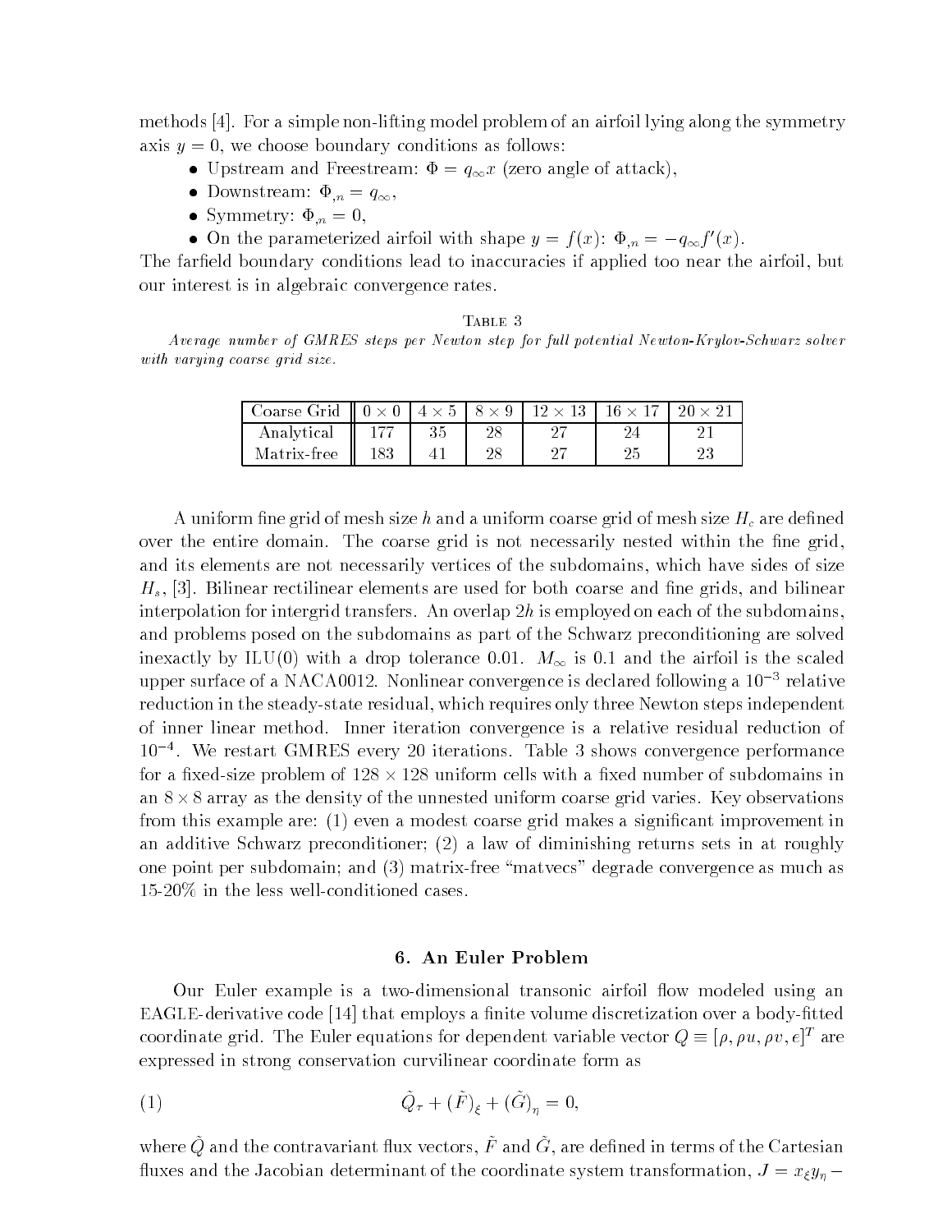methods [4]. For a simple non-lifting model problem of an airfoil lying along the symmetry axis $y = 0$, we choose boundary conditions as follows:

- Upstream and Freestream: $\Phi = q_\infty x$ (zero angle of attack),
- Downstream: $\Phi_{,n} = q_\infty$,
- Symmetry: $\Phi_{,n} = 0$,
- On the parameterized airfoil with shape $y = f(x)$: $\Phi_{,n} = -q_\infty f'(x)$.

The farfield boundary conditions lead to inaccuracies if applied too near the airfoil, but our interest is in algebraic convergence rates.

Table 3

*Average number of GMRES steps per Newton step for full potential Newton-Krylov-Schwarz solver with varying coarse grid size.*

| Coarse Grid | $0 \times 0$ | $4 \times 5$ | $8 \times 9$ | $12 \times 13$ | $16 \times 17$ | $20 \times 21$ |
|---|---|---|---|---|---|---|
| Analytical | 177 | 35 | 28 | 27 | 24 | 21 |
| Matrix-free | 183 | 41 | 28 | 27 | 25 | 23 |

A uniform fine grid of mesh size $h$ and a uniform coarse grid of mesh size $H_c$ are defined over the entire domain. The coarse grid is not necessarily nested within the fine grid, and its elements are not necessarily vertices of the subdomains, which have sides of size $H_s$, [3]. Bilinear rectilinear elements are used for both coarse and fine grids, and bilinear interpolation for intergrid transfers. An overlap $2h$ is employed on each of the subdomains, and problems posed on the subdomains as part of the Schwarz preconditioning are solved inexactly by ILU(0) with a drop tolerance 0.01. $M_\infty$ is 0.1 and the airfoil is the scaled upper surface of a NACA0012. Nonlinear convergence is declared following a $10^{-3}$ relative reduction in the steady-state residual, which requires only three Newton steps independent of inner linear method. Inner iteration convergence is a relative residual reduction of $10^{-4}$. We restart GMRES every 20 iterations. Table 3 shows convergence performance for a fixed-size problem of $128 \times 128$ uniform cells with a fixed number of subdomains in an $8 \times 8$ array as the density of the unnested uniform coarse grid varies. Key observations from this example are: (1) even a modest coarse grid makes a significant improvement in an additive Schwarz preconditioner; (2) a law of diminishing returns sets in at roughly one point per subdomain; and (3) matrix-free "matvecs" degrade convergence as much as 15-20% in the less well-conditioned cases.

## 6. An Euler Problem

Our Euler example is a two-dimensional transonic airfoil flow modeled using an EAGLE-derivative code [14] that employs a finite volume discretization over a body-fitted coordinate grid. The Euler equations for dependent variable vector $Q \equiv [\rho, \rho u, \rho v, e]^T$ are expressed in strong conservation curvilinear coordinate form as

$$\tilde{Q}_\tau + (\tilde{F})_\xi + (\tilde{G})_\eta = 0, \tag{1}$$

where $\tilde{Q}$ and the contravariant flux vectors, $\tilde{F}$ and $\tilde{G}$, are defined in terms of the Cartesian fluxes and the Jacobian determinant of the coordinate system transformation, $J = x_\xi y_\eta -$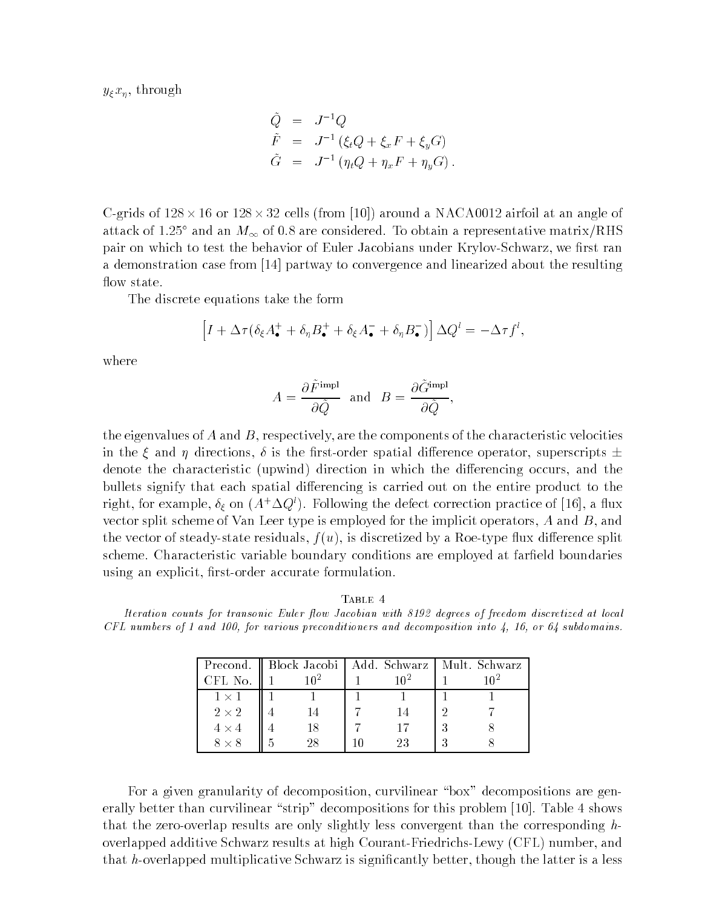$y_\xi x_\eta$, through

$$
\begin{aligned}
\tilde{Q} &= J^{-1} Q \\
\tilde{F} &= J^{-1}\left(\xi_t Q + \xi_x F + \xi_y G\right) \\
\tilde{G} &= J^{-1}\left(\eta_t Q + \eta_x F + \eta_y G\right).
\end{aligned}
$$

C-grids of $128 \times 16$ or $128 \times 32$ cells (from [10]) around a NACA0012 airfoil at an angle of attack of $1.25°$ and an $M_\infty$ of 0.8 are considered. To obtain a representative matrix/RHS pair on which to test the behavior of Euler Jacobians under Krylov-Schwarz, we first ran a demonstration case from [14] partway to convergence and linearized about the resulting flow state.

The discrete equations take the form

$$
\left[I + \Delta\tau(\delta_\xi A^+_\bullet + \delta_\eta B^+_\bullet + \delta_\xi A^-_\bullet + \delta_\eta B^-_\bullet)\right]\Delta Q^l = -\Delta\tau f^l,
$$

where

$$
A = \frac{\partial \tilde{F}^{\text{impl}}}{\partial \tilde{Q}} \quad \text{and} \quad B = \frac{\partial \tilde{G}^{\text{impl}}}{\partial \tilde{Q}},
$$

the eigenvalues of $A$ and $B$, respectively, are the components of the characteristic velocities in the $\xi$ and $\eta$ directions, $\delta$ is the first-order spatial difference operator, superscripts $\pm$ denote the characteristic (upwind) direction in which the differencing occurs, and the bullets signify that each spatial differencing is carried out on the entire product to the right, for example, $\delta_\xi$ on $(A^+\Delta Q^l)$. Following the defect correction practice of [16], a flux vector split scheme of Van Leer type is employed for the implicit operators, $A$ and $B$, and the vector of steady-state residuals, $f(u)$, is discretized by a Roe-type flux difference split scheme. Characteristic variable boundary conditions are employed at farfield boundaries using an explicit, first-order accurate formulation.

Table 4

*Iteration counts for transonic Euler flow Jacobian with 8192 degrees of freedom discretized at local CFL numbers of 1 and 100, for various preconditioners and decomposition into 4, 16, or 64 subdomains.*

| Precond. | Block Jacobi | | Add. Schwarz | | Mult. Schwarz | |
|---|---|---|---|---|---|---|
| CFL No. | 1 | $10^2$ | 1 | $10^2$ | 1 | $10^2$ |
| $1 \times 1$ | 1 | 1 | 1 | 1 | 1 | 1 |
| $2 \times 2$ | 4 | 14 | 7 | 14 | 2 | 7 |
| $4 \times 4$ | 4 | 18 | 7 | 17 | 3 | 8 |
| $8 \times 8$ | 5 | 28 | 10 | 23 | 3 | 8 |

For a given granularity of decomposition, curvilinear "box" decompositions are generally better than curvilinear "strip" decompositions for this problem [10]. Table 4 shows that the zero-overlap results are only slightly less convergent than the corresponding $h$-overlapped additive Schwarz results at high Courant-Friedrichs-Lewy (CFL) number, and that $h$-overlapped multiplicative Schwarz is significantly better, though the latter is a less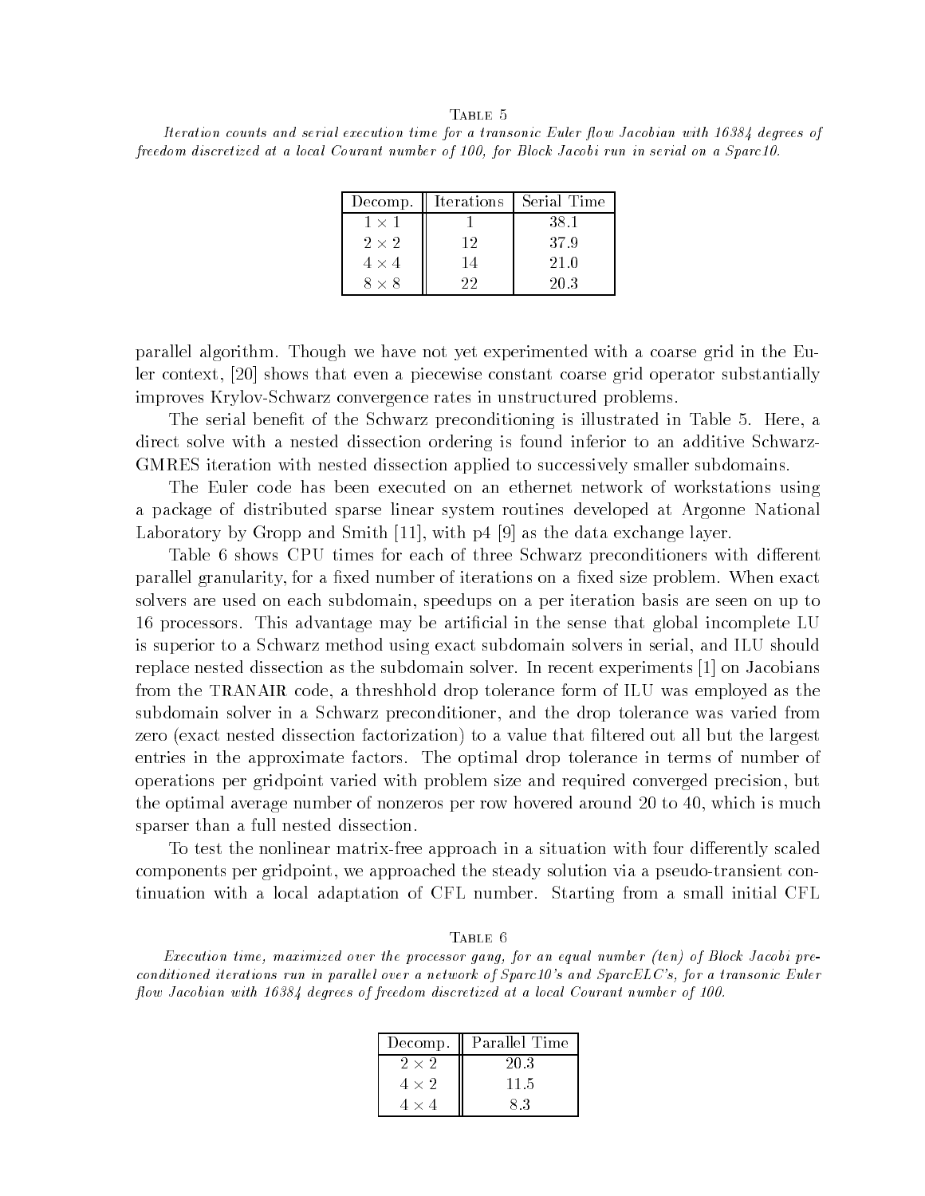Table 5

*Iteration counts and serial execution time for a transonic Euler flow Jacobian with 16384 degrees of freedom discretized at a local Courant number of 100, for Block Jacobi run in serial on a Sparc10.*

| Decomp. | Iterations | Serial Time |
|---|---|---|
| $1 \times 1$ | 1 | 38.1 |
| $2 \times 2$ | 12 | 37.9 |
| $4 \times 4$ | 14 | 21.0 |
| $8 \times 8$ | 22 | 20.3 |

parallel algorithm. Though we have not yet experimented with a coarse grid in the Euler context, [20] shows that even a piecewise constant coarse grid operator substantially improves Krylov-Schwarz convergence rates in unstructured problems.

The serial benefit of the Schwarz preconditioning is illustrated in Table 5. Here, a direct solve with a nested dissection ordering is found inferior to an additive Schwarz-GMRES iteration with nested dissection applied to successively smaller subdomains.

The Euler code has been executed on an ethernet network of workstations using a package of distributed sparse linear system routines developed at Argonne National Laboratory by Gropp and Smith [11], with p4 [9] as the data exchange layer.

Table 6 shows CPU times for each of three Schwarz preconditioners with different parallel granularity, for a fixed number of iterations on a fixed size problem. When exact solvers are used on each subdomain, speedups on a per iteration basis are seen on up to 16 processors. This advantage may be artificial in the sense that global incomplete LU is superior to a Schwarz method using exact subdomain solvers in serial, and ILU should replace nested dissection as the subdomain solver. In recent experiments [1] on Jacobians from the TRANAIR code, a threshhold drop tolerance form of ILU was employed as the subdomain solver in a Schwarz preconditioner, and the drop tolerance was varied from zero (exact nested dissection factorization) to a value that filtered out all but the largest entries in the approximate factors. The optimal drop tolerance in terms of number of operations per gridpoint varied with problem size and required converged precision, but the optimal average number of nonzeros per row hovered around 20 to 40, which is much sparser than a full nested dissection.

To test the nonlinear matrix-free approach in a situation with four differently scaled components per gridpoint, we approached the steady solution via a pseudo-transient continuation with a local adaptation of CFL number. Starting from a small initial CFL

Table 6

*Execution time, maximized over the processor gang, for an equal number (ten) of Block Jacobi preconditioned iterations run in parallel over a network of Sparc10's and SparcELC's, for a transonic Euler flow Jacobian with 16384 degrees of freedom discretized at a local Courant number of 100.*

| Decomp. | Parallel Time |
|---|---|
| $2 \times 2$ | 20.3 |
| $4 \times 2$ | 11.5 |
| $4 \times 4$ | 8.3 |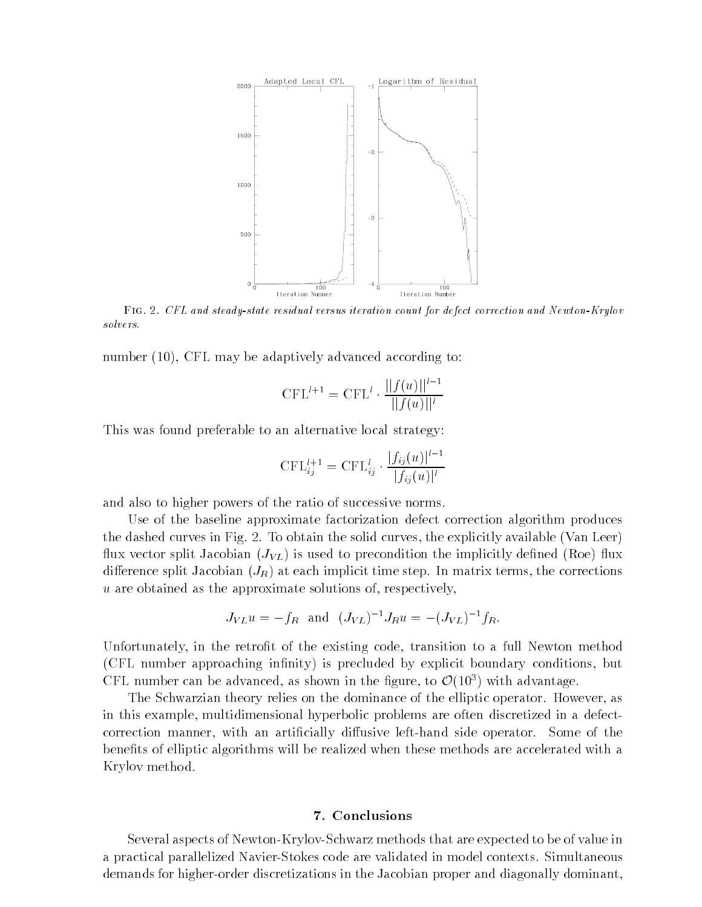Fig. 2. *CFL and steady-state residual versus iteration count for defect correction and Newton-Krylov solvers.*

number (10), CFL may be adaptively advanced according to:

$$\mathrm{CFL}^{l+1} = \mathrm{CFL}^{l} \cdot \frac{||f(u)||^{l-1}}{||f(u)||^{l}}$$

This was found preferable to an alternative local strategy:

$$\mathrm{CFL}_{ij}^{l+1} = \mathrm{CFL}_{ij}^{l} \cdot \frac{|f_{ij}(u)|^{l-1}}{|f_{ij}(u)|^{l}}$$

and also to higher powers of the ratio of successive norms.

Use of the baseline approximate factorization defect correction algorithm produces the dashed curves in Fig. 2. To obtain the solid curves, the explicitly available (Van Leer) flux vector split Jacobian ($J_{VL}$) is used to precondition the implicitly defined (Roe) flux difference split Jacobian ($J_R$) at each implicit time step. In matrix terms, the corrections $u$ are obtained as the approximate solutions of, respectively,

$$J_{VL}u = -f_R \quad \text{and} \quad (J_{VL})^{-1}J_R u = -(J_{VL})^{-1}f_R.$$

Unfortunately, in the retrofit of the existing code, transition to a full Newton method (CFL number approaching infinity) is precluded by explicit boundary conditions, but CFL number can be advanced, as shown in the figure, to $\mathcal{O}(10^3)$ with advantage.

The Schwarzian theory relies on the dominance of the elliptic operator. However, as in this example, multidimensional hyperbolic problems are often discretized in a defect-correction manner, with an artificially diffusive left-hand side operator. Some of the benefits of elliptic algorithms will be realized when these methods are accelerated with a Krylov method.

## 7. Conclusions

Several aspects of Newton-Krylov-Schwarz methods that are expected to be of value in a practical parallelized Navier-Stokes code are validated in model contexts. Simultaneous demands for higher-order discretizations in the Jacobian proper and diagonally dominant,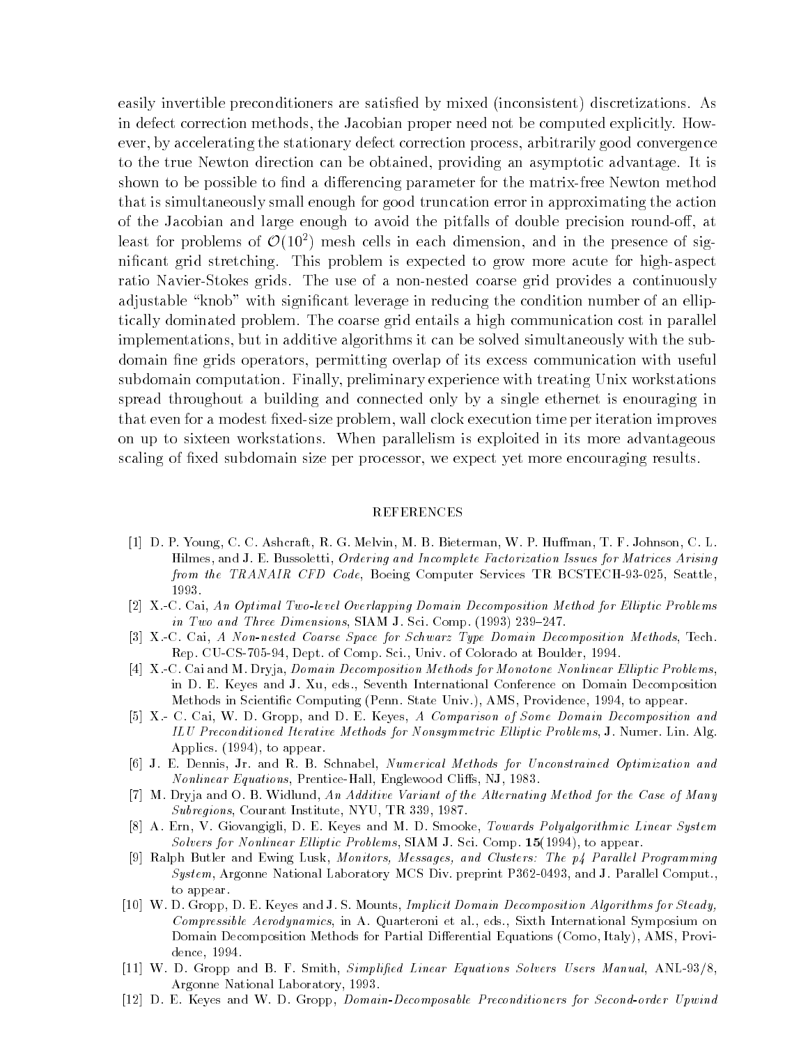easily invertible preconditioners are satisfied by mixed (inconsistent) discretizations. As in defect correction methods, the Jacobian proper need not be computed explicitly. However, by accelerating the stationary defect correction process, arbitrarily good convergence to the true Newton direction can be obtained, providing an asymptotic advantage. It is shown to be possible to find a differencing parameter for the matrix-free Newton method that is simultaneously small enough for good truncation error in approximating the action of the Jacobian and large enough to avoid the pitfalls of double precision round-off, at least for problems of $\mathcal{O}(10^2)$ mesh cells in each dimension, and in the presence of significant grid stretching. This problem is expected to grow more acute for high-aspect ratio Navier-Stokes grids. The use of a non-nested coarse grid provides a continuously adjustable "knob" with significant leverage in reducing the condition number of an elliptically dominated problem. The coarse grid entails a high communication cost in parallel implementations, but in additive algorithms it can be solved simultaneously with the subdomain fine grids operators, permitting overlap of its excess communication with useful subdomain computation. Finally, preliminary experience with treating Unix workstations spread throughout a building and connected only by a single ethernet is enouraging in that even for a modest fixed-size problem, wall clock execution time per iteration improves on up to sixteen workstations. When parallelism is exploited in its more advantageous scaling of fixed subdomain size per processor, we expect yet more encouraging results.

## REFERENCES

[1] D. P. Young, C. C. Ashcraft, R. G. Melvin, M. B. Bieterman, W. P. Huffman, T. F. Johnson, C. L. Hilmes, and J. E. Bussoletti, *Ordering and Incomplete Factorization Issues for Matrices Arising from the TRANAIR CFD Code*, Boeing Computer Services TR BCSTECH-93-025, Seattle, 1993.

[2] X.-C. Cai, *An Optimal Two-level Overlapping Domain Decomposition Method for Elliptic Problems in Two and Three Dimensions*, SIAM J. Sci. Comp. (1993) 239–247.

[3] X.-C. Cai, *A Non-nested Coarse Space for Schwarz Type Domain Decomposition Methods*, Tech. Rep. CU-CS-705-94, Dept. of Comp. Sci., Univ. of Colorado at Boulder, 1994.

[4] X.-C. Cai and M. Dryja, *Domain Decomposition Methods for Monotone Nonlinear Elliptic Problems*, in D. E. Keyes and J. Xu, eds., Seventh International Conference on Domain Decomposition Methods in Scientific Computing (Penn. State Univ.), AMS, Providence, 1994, to appear.

[5] X.- C. Cai, W. D. Gropp, and D. E. Keyes, *A Comparison of Some Domain Decomposition and ILU Preconditioned Iterative Methods for Nonsymmetric Elliptic Problems*, J. Numer. Lin. Alg. Applics. (1994), to appear.

[6] J. E. Dennis, Jr. and R. B. Schnabel, *Numerical Methods for Unconstrained Optimization and Nonlinear Equations*, Prentice-Hall, Englewood Cliffs, NJ, 1983.

[7] M. Dryja and O. B. Widlund, *An Additive Variant of the Alternating Method for the Case of Many Subregions*, Courant Institute, NYU, TR 339, 1987.

[8] A. Ern, V. Giovangigli, D. E. Keyes and M. D. Smooke, *Towards Polyalgorithmic Linear System Solvers for Nonlinear Elliptic Problems*, SIAM J. Sci. Comp. **15**(1994), to appear.

[9] Ralph Butler and Ewing Lusk, *Monitors, Messages, and Clusters: The p4 Parallel Programming System*, Argonne National Laboratory MCS Div. preprint P362-0493, and J. Parallel Comput., to appear.

[10] W. D. Gropp, D. E. Keyes and J. S. Mounts, *Implicit Domain Decomposition Algorithms for Steady, Compressible Aerodynamics*, in A. Quarteroni et al., eds., Sixth International Symposium on Domain Decomposition Methods for Partial Differential Equations (Como, Italy), AMS, Providence, 1994.

[11] W. D. Gropp and B. F. Smith, *Simplified Linear Equations Solvers Users Manual*, ANL-93/8, Argonne National Laboratory, 1993.

[12] D. E. Keyes and W. D. Gropp, *Domain-Decomposable Preconditioners for Second-order Upwind*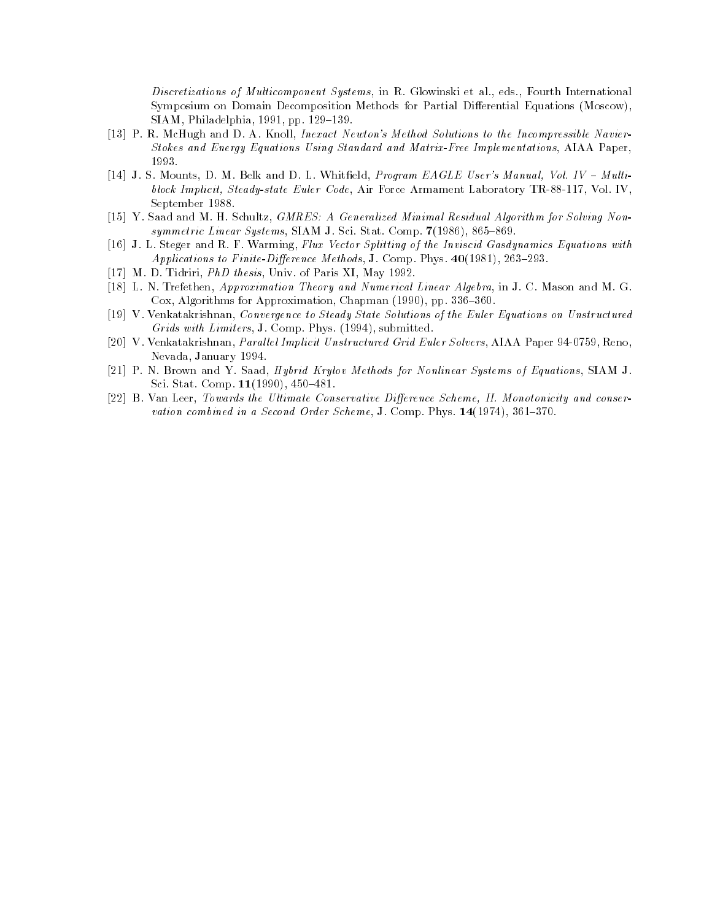*Discretizations of Multicomponent Systems*, in R. Glowinski et al., eds., Fourth International Symposium on Domain Decomposition Methods for Partial Differential Equations (Moscow), SIAM, Philadelphia, 1991, pp. 129–139.

[13] P. R. McHugh and D. A. Knoll, *Inexact Newton's Method Solutions to the Incompressible Navier-Stokes and Energy Equations Using Standard and Matrix-Free Implementations*, AIAA Paper, 1993.

[14] J. S. Mounts, D. M. Belk and D. L. Whitfield, *Program EAGLE User's Manual, Vol. IV – Multiblock Implicit, Steady-state Euler Code*, Air Force Armament Laboratory TR-88-117, Vol. IV, September 1988.

[15] Y. Saad and M. H. Schultz, *GMRES: A Generalized Minimal Residual Algorithm for Solving Nonsymmetric Linear Systems*, SIAM J. Sci. Stat. Comp. **7**(1986), 865–869.

[16] J. L. Steger and R. F. Warming, *Flux Vector Splitting of the Inviscid Gasdynamics Equations with Applications to Finite-Difference Methods*, J. Comp. Phys. **40**(1981), 263–293.

[17] M. D. Tidriri, *PhD thesis*, Univ. of Paris XI, May 1992.

[18] L. N. Trefethen, *Approximation Theory and Numerical Linear Algebra*, in J. C. Mason and M. G. Cox, Algorithms for Approximation, Chapman (1990), pp. 336–360.

[19] V. Venkatakrishnan, *Convergence to Steady State Solutions of the Euler Equations on Unstructured Grids with Limiters*, J. Comp. Phys. (1994), submitted.

[20] V. Venkatakrishnan, *Parallel Implicit Unstructured Grid Euler Solvers*, AIAA Paper 94-0759, Reno, Nevada, January 1994.

[21] P. N. Brown and Y. Saad, *Hybrid Krylov Methods for Nonlinear Systems of Equations*, SIAM J. Sci. Stat. Comp. **11**(1990), 450–481.

[22] B. Van Leer, *Towards the Ultimate Conservative Difference Scheme, II. Monotonicity and conservation combined in a Second Order Scheme*, J. Comp. Phys. **14**(1974), 361–370.